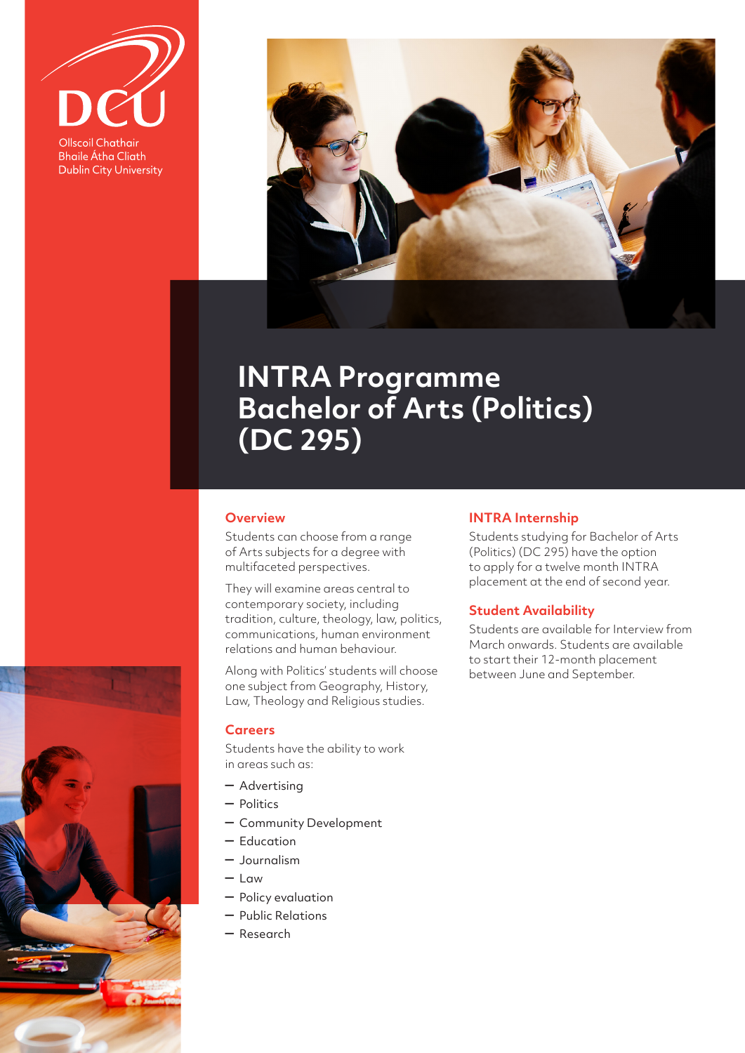DCU

Ollscoil Chathair Bhaile Átha Cliath
Dublin City University

# INTRA Programme Bachelor of Arts (Politics) (DC 295)

## Overview

Students can choose from a range of Arts subjects for a degree with multifaceted perspectives.

They will examine areas central to contemporary society, including tradition, culture, theology, law, politics, communications, human environment relations and human behaviour.

Along with Politics' students will choose one subject from Geography, History, Law, Theology and Religious studies.

## Careers

Students have the ability to work in areas such as:

- Advertising
- Politics
- Community Development
- Education
- Journalism
- Law
- Policy evaluation
- Public Relations
- Research

## INTRA Internship

Students studying for Bachelor of Arts (Politics) (DC 295) have the option to apply for a twelve month INTRA placement at the end of second year.

## Student Availability

Students are available for Interview from March onwards. Students are available to start their 12-month placement between June and September.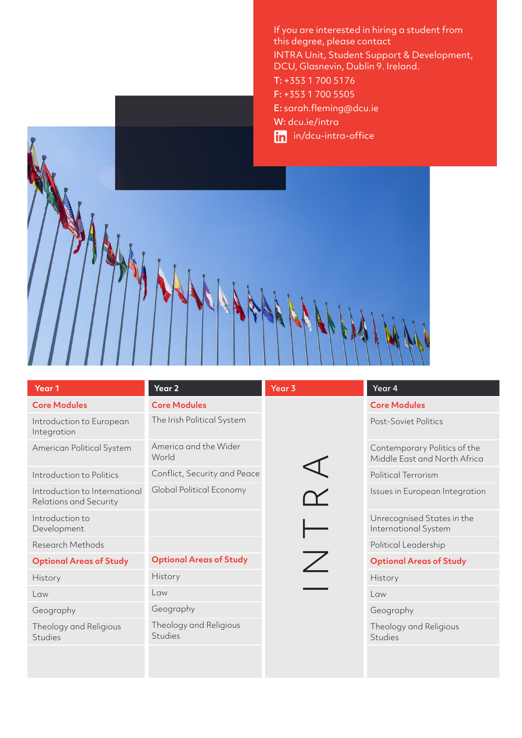If you are interested in hiring a student from this degree, please contact
INTRA Unit, Student Support & Development, DCU, Glasnevin, Dublin 9. Ireland.
**T:** +353 1 700 5176
**F:** +353 1 700 5505
**E:** sarah.fleming@dcu.ie
**W:** dcu.ie/intra
in/dcu-intra-office

| Year 1 | Year 2 | Year 3 | Year 4 |
|---|---|---|---|
| **Core Modules** | **Core Modules** | INTRA | **Core Modules** |
| Introduction to European Integration | The Irish Political System | | Post-Soviet Politics |
| American Political System | America and the Wider World | | Contemporary Politics of the Middle East and North Africa |
| Introduction to Politics | Conflict, Security and Peace | | Political Terrorism |
| Introduction to International Relations and Security | Global Political Economy | | Issues in European Integration |
| Introduction to Development | | | Unrecognised States in the International System |
| Research Methods | | | Political Leadership |
| **Optional Areas of Study** | **Optional Areas of Study** | | **Optional Areas of Study** |
| History | History | | History |
| Law | Law | | Law |
| Geography | Geography | | Geography |
| Theology and Religious Studies | Theology and Religious Studies | | Theology and Religious Studies |